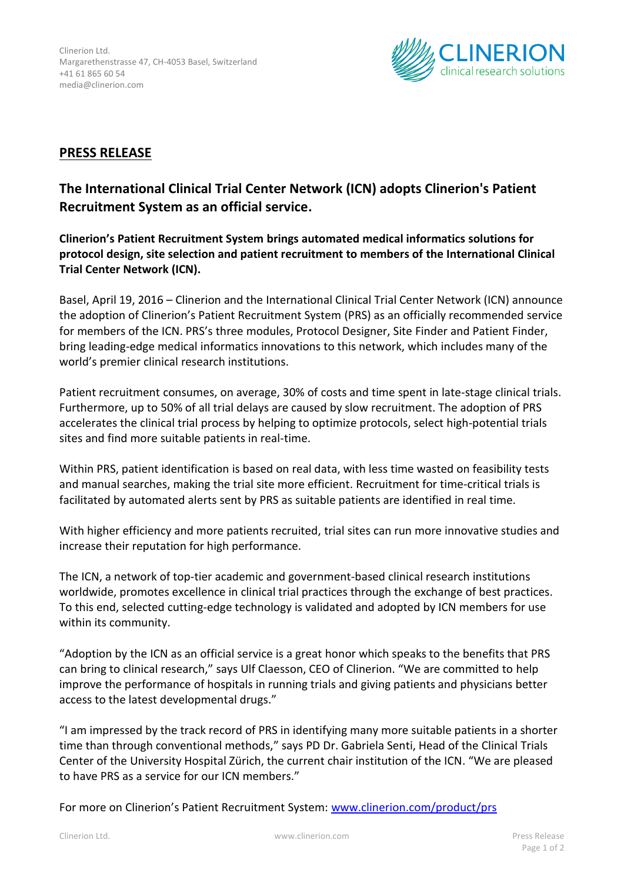Clinerion Ltd.
Margarethenstrasse 47, CH-4053 Basel, Switzerland
+41 61 865 60 54
media@clinerion.com

**PRESS RELEASE**

## The International Clinical Trial Center Network (ICN) adopts Clinerion's Patient Recruitment System as an official service.

**Clinerion's Patient Recruitment System brings automated medical informatics solutions for protocol design, site selection and patient recruitment to members of the International Clinical Trial Center Network (ICN).**

Basel, April 19, 2016 – Clinerion and the International Clinical Trial Center Network (ICN) announce the adoption of Clinerion's Patient Recruitment System (PRS) as an officially recommended service for members of the ICN. PRS's three modules, Protocol Designer, Site Finder and Patient Finder, bring leading-edge medical informatics innovations to this network, which includes many of the world's premier clinical research institutions.

Patient recruitment consumes, on average, 30% of costs and time spent in late-stage clinical trials. Furthermore, up to 50% of all trial delays are caused by slow recruitment. The adoption of PRS accelerates the clinical trial process by helping to optimize protocols, select high-potential trials sites and find more suitable patients in real-time.

Within PRS, patient identification is based on real data, with less time wasted on feasibility tests and manual searches, making the trial site more efficient. Recruitment for time-critical trials is facilitated by automated alerts sent by PRS as suitable patients are identified in real time.

With higher efficiency and more patients recruited, trial sites can run more innovative studies and increase their reputation for high performance.

The ICN, a network of top-tier academic and government-based clinical research institutions worldwide, promotes excellence in clinical trial practices through the exchange of best practices. To this end, selected cutting-edge technology is validated and adopted by ICN members for use within its community.

"Adoption by the ICN as an official service is a great honor which speaks to the benefits that PRS can bring to clinical research," says Ulf Claesson, CEO of Clinerion. "We are committed to help improve the performance of hospitals in running trials and giving patients and physicians better access to the latest developmental drugs."

"I am impressed by the track record of PRS in identifying many more suitable patients in a shorter time than through conventional methods," says PD Dr. Gabriela Senti, Head of the Clinical Trials Center of the University Hospital Zürich, the current chair institution of the ICN. "We are pleased to have PRS as a service for our ICN members."

For more on Clinerion's Patient Recruitment System: [www.clinerion.com/product/prs](www.clinerion.com/product/prs)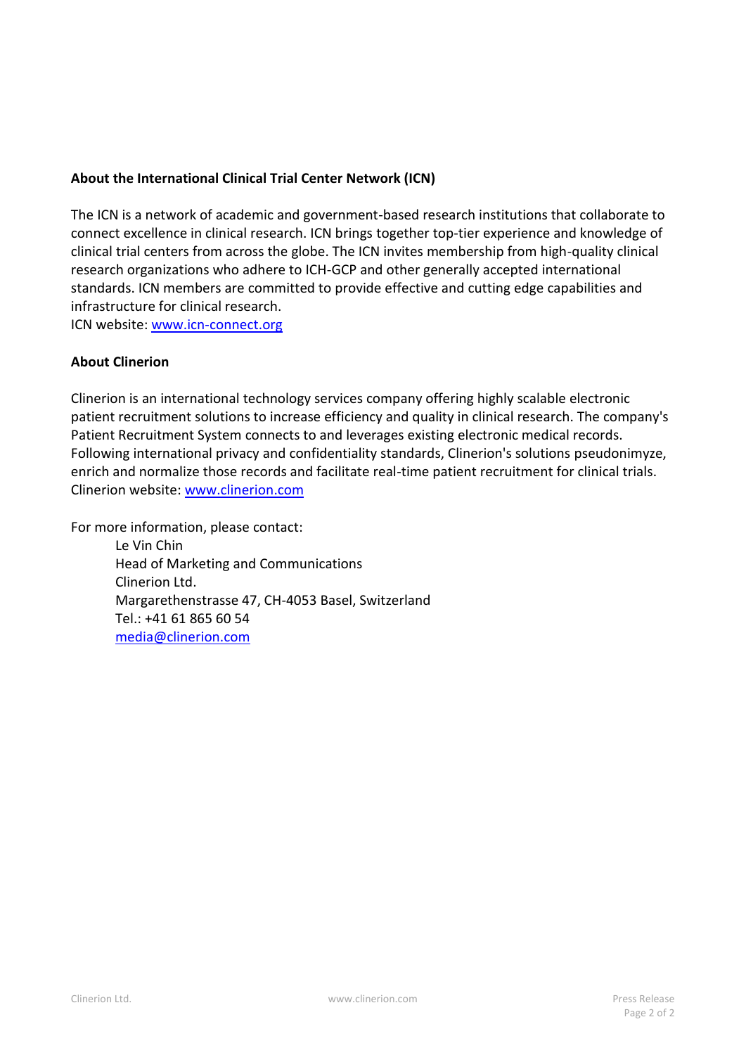**About the International Clinical Trial Center Network (ICN)**

The ICN is a network of academic and government-based research institutions that collaborate to connect excellence in clinical research. ICN brings together top-tier experience and knowledge of clinical trial centers from across the globe. The ICN invites membership from high-quality clinical research organizations who adhere to ICH-GCP and other generally accepted international standards. ICN members are committed to provide effective and cutting edge capabilities and infrastructure for clinical research.
ICN website: [www.icn-connect.org](http://www.icn-connect.org)

**About Clinerion**

Clinerion is an international technology services company offering highly scalable electronic patient recruitment solutions to increase efficiency and quality in clinical research. The company's Patient Recruitment System connects to and leverages existing electronic medical records. Following international privacy and confidentiality standards, Clinerion's solutions pseudonimyze, enrich and normalize those records and facilitate real-time patient recruitment for clinical trials.
Clinerion website: [www.clinerion.com](http://www.clinerion.com)

For more information, please contact:

Le Vin Chin
Head of Marketing and Communications
Clinerion Ltd.
Margarethenstrasse 47, CH-4053 Basel, Switzerland
Tel.: +41 61 865 60 54
[media@clinerion.com](mailto:media@clinerion.com)